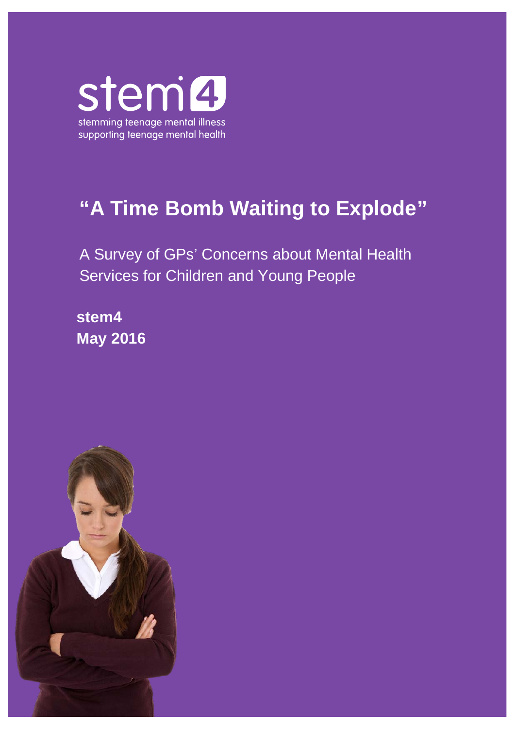stem4

stemming teenage mental illness
supporting teenage mental health

# "A Time Bomb Waiting to Explode"

A Survey of GPs' Concerns about Mental Health Services for Children and Young People

**stem4**
**May 2016**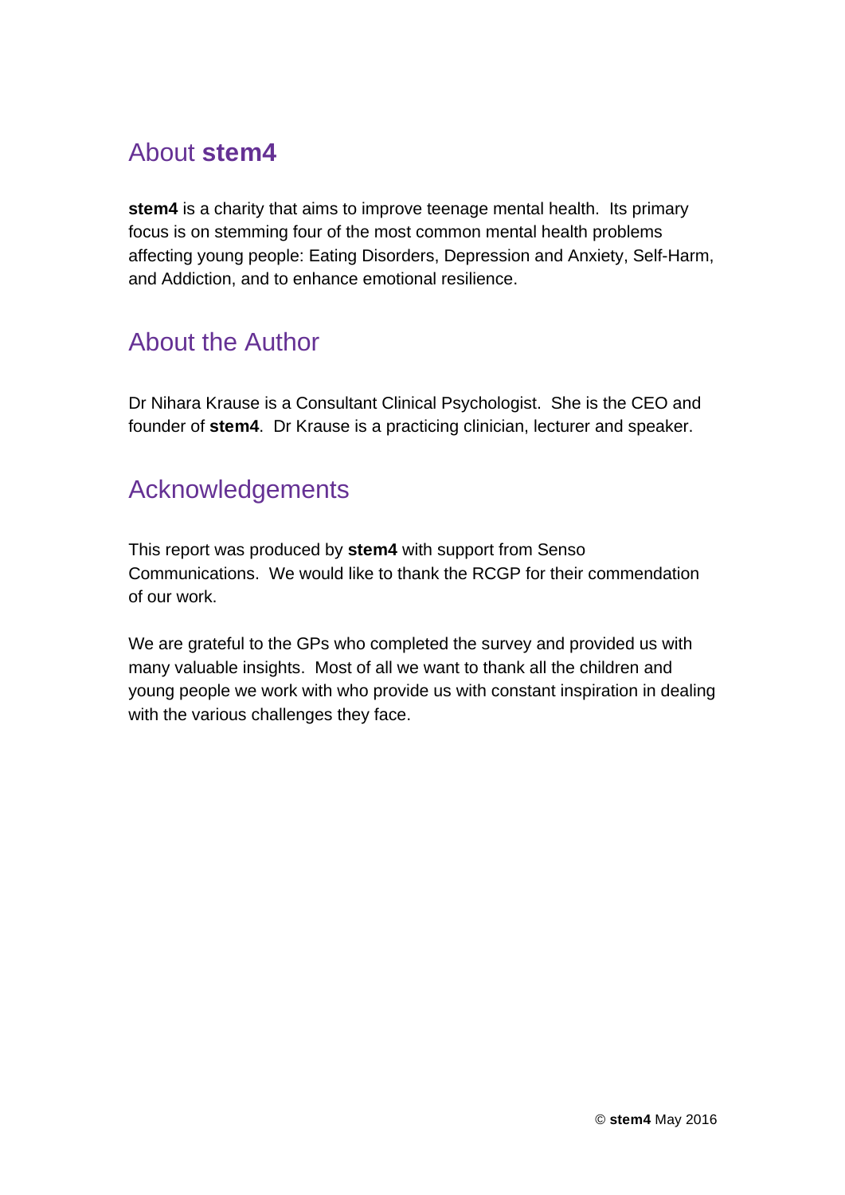## About **stem4**

**stem4** is a charity that aims to improve teenage mental health. Its primary focus is on stemming four of the most common mental health problems affecting young people: Eating Disorders, Depression and Anxiety, Self-Harm, and Addiction, and to enhance emotional resilience.

## About the Author

Dr Nihara Krause is a Consultant Clinical Psychologist. She is the CEO and founder of **stem4**. Dr Krause is a practicing clinician, lecturer and speaker.

## Acknowledgements

This report was produced by **stem4** with support from Senso Communications. We would like to thank the RCGP for their commendation of our work.

We are grateful to the GPs who completed the survey and provided us with many valuable insights. Most of all we want to thank all the children and young people we work with who provide us with constant inspiration in dealing with the various challenges they face.

© **stem4** May 2016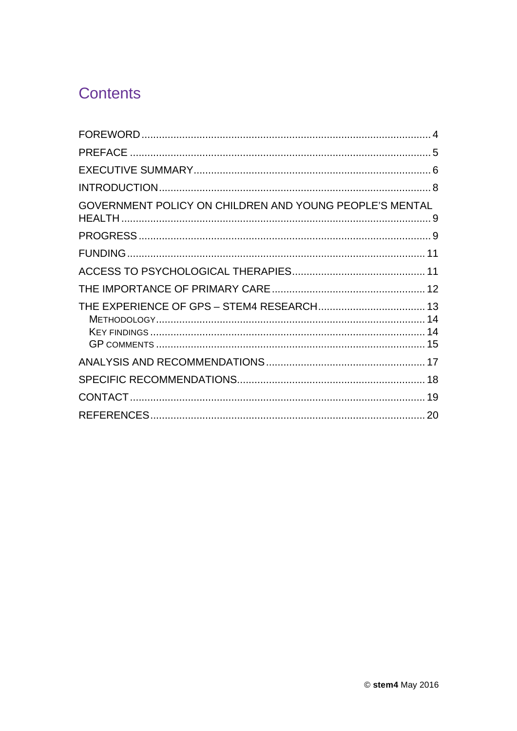## Contents

- FOREWORD ..... 4
- PREFACE ..... 5
- EXECUTIVE SUMMARY ..... 6
- INTRODUCTION ..... 8
- GOVERNMENT POLICY ON CHILDREN AND YOUNG PEOPLE'S MENTAL HEALTH ..... 9
- PROGRESS ..... 9
- FUNDING ..... 11
- ACCESS TO PSYCHOLOGICAL THERAPIES ..... 11
- THE IMPORTANCE OF PRIMARY CARE ..... 12
- THE EXPERIENCE OF GPS – STEM4 RESEARCH ..... 13
  - METHODOLOGY ..... 14
  - KEY FINDINGS ..... 14
  - GP COMMENTS ..... 15
- ANALYSIS AND RECOMMENDATIONS ..... 17
- SPECIFIC RECOMMENDATIONS ..... 18
- CONTACT ..... 19
- REFERENCES ..... 20

© **stem4** May 2016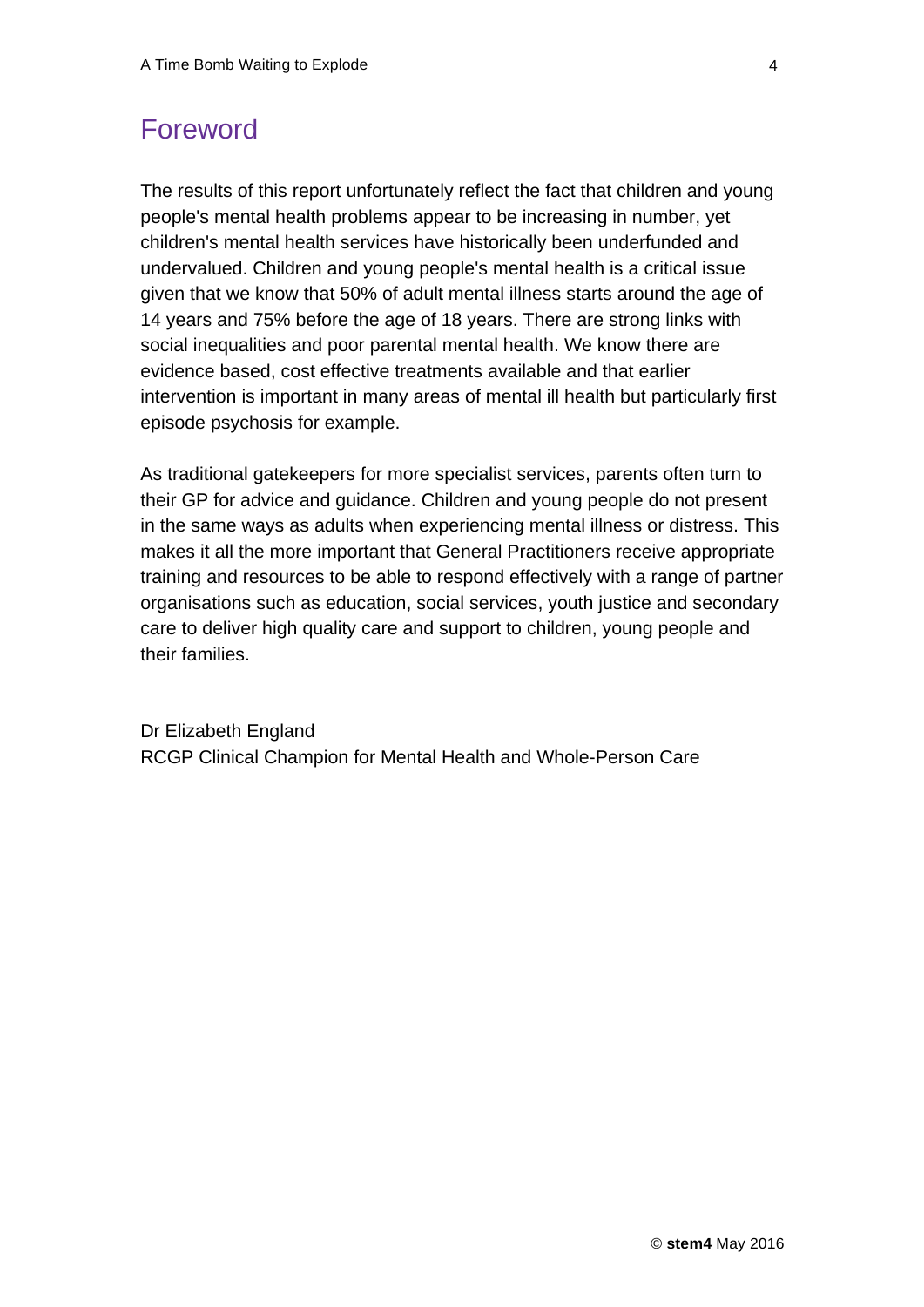# Foreword

The results of this report unfortunately reflect the fact that children and young people's mental health problems appear to be increasing in number, yet children's mental health services have historically been underfunded and undervalued. Children and young people's mental health is a critical issue given that we know that 50% of adult mental illness starts around the age of 14 years and 75% before the age of 18 years. There are strong links with social inequalities and poor parental mental health. We know there are evidence based, cost effective treatments available and that earlier intervention is important in many areas of mental ill health but particularly first episode psychosis for example.

As traditional gatekeepers for more specialist services, parents often turn to their GP for advice and guidance. Children and young people do not present in the same ways as adults when experiencing mental illness or distress. This makes it all the more important that General Practitioners receive appropriate training and resources to be able to respond effectively with a range of partner organisations such as education, social services, youth justice and secondary care to deliver high quality care and support to children, young people and their families.

Dr Elizabeth England
RCGP Clinical Champion for Mental Health and Whole-Person Care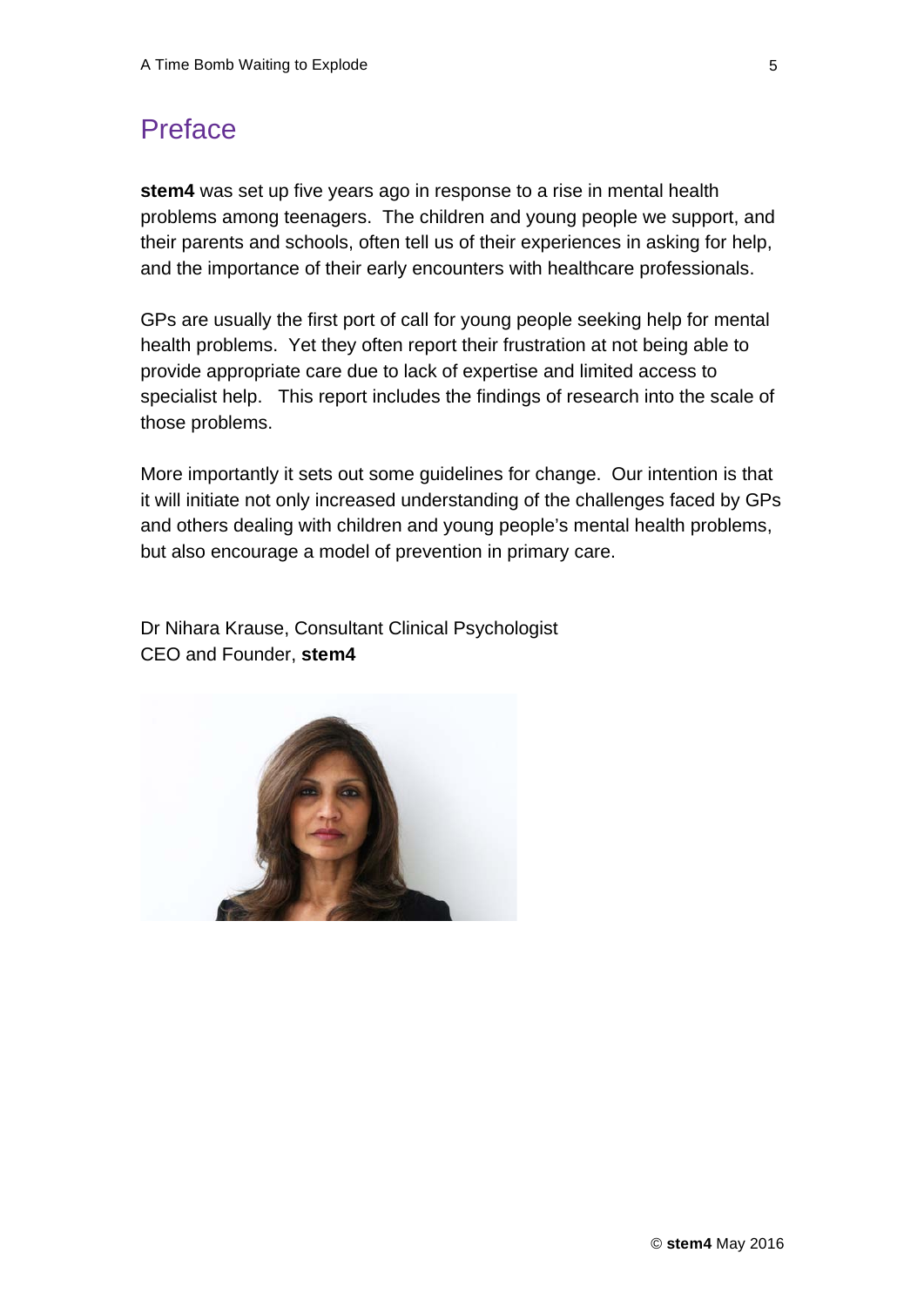# Preface

**stem4** was set up five years ago in response to a rise in mental health problems among teenagers. The children and young people we support, and their parents and schools, often tell us of their experiences in asking for help, and the importance of their early encounters with healthcare professionals.

GPs are usually the first port of call for young people seeking help for mental health problems. Yet they often report their frustration at not being able to provide appropriate care due to lack of expertise and limited access to specialist help. This report includes the findings of research into the scale of those problems.

More importantly it sets out some guidelines for change. Our intention is that it will initiate not only increased understanding of the challenges faced by GPs and others dealing with children and young people's mental health problems, but also encourage a model of prevention in primary care.

Dr Nihara Krause, Consultant Clinical Psychologist
CEO and Founder, **stem4**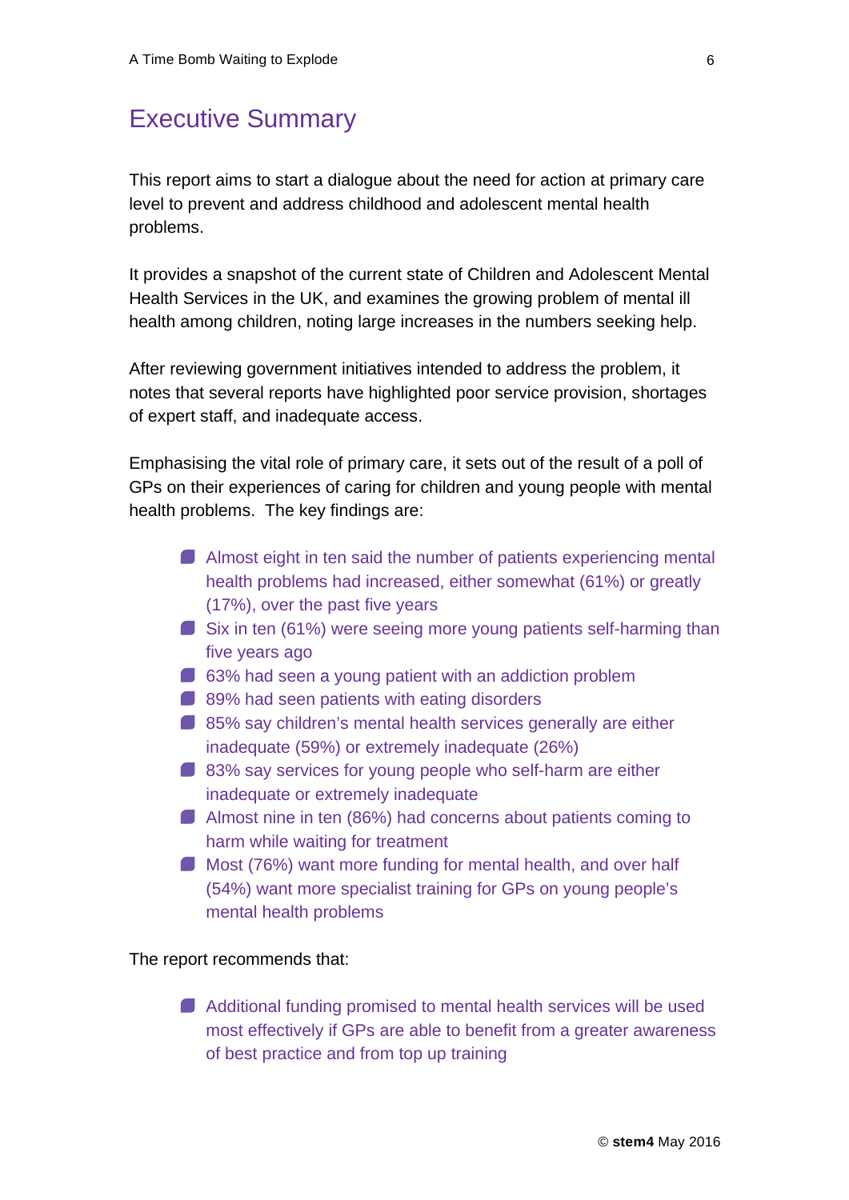# Executive Summary

This report aims to start a dialogue about the need for action at primary care level to prevent and address childhood and adolescent mental health problems.

It provides a snapshot of the current state of Children and Adolescent Mental Health Services in the UK, and examines the growing problem of mental ill health among children, noting large increases in the numbers seeking help.

After reviewing government initiatives intended to address the problem, it notes that several reports have highlighted poor service provision, shortages of expert staff, and inadequate access.

Emphasising the vital role of primary care, it sets out of the result of a poll of GPs on their experiences of caring for children and young people with mental health problems. The key findings are:

- Almost eight in ten said the number of patients experiencing mental health problems had increased, either somewhat (61%) or greatly (17%), over the past five years
- Six in ten (61%) were seeing more young patients self-harming than five years ago
- 63% had seen a young patient with an addiction problem
- 89% had seen patients with eating disorders
- 85% say children's mental health services generally are either inadequate (59%) or extremely inadequate (26%)
- 83% say services for young people who self-harm are either inadequate or extremely inadequate
- Almost nine in ten (86%) had concerns about patients coming to harm while waiting for treatment
- Most (76%) want more funding for mental health, and over half (54%) want more specialist training for GPs on young people's mental health problems

The report recommends that:

- Additional funding promised to mental health services will be used most effectively if GPs are able to benefit from a greater awareness of best practice and from top up training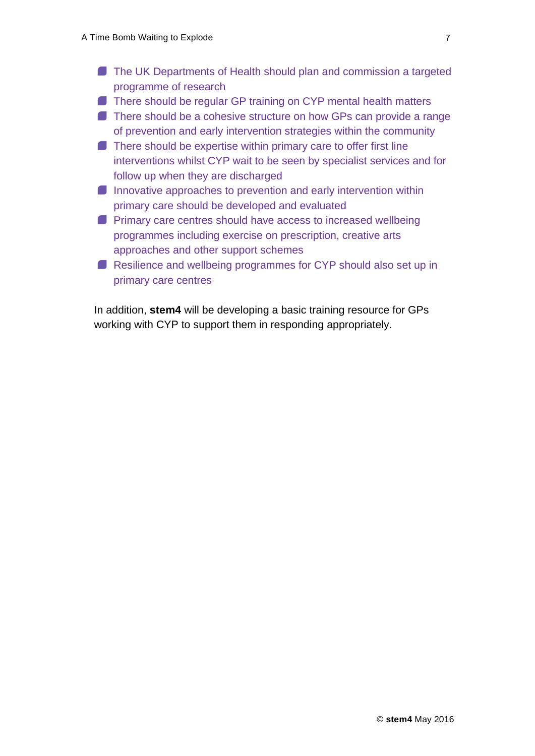- The UK Departments of Health should plan and commission a targeted programme of research
- There should be regular GP training on CYP mental health matters
- There should be a cohesive structure on how GPs can provide a range of prevention and early intervention strategies within the community
- There should be expertise within primary care to offer first line interventions whilst CYP wait to be seen by specialist services and for follow up when they are discharged
- Innovative approaches to prevention and early intervention within primary care should be developed and evaluated
- Primary care centres should have access to increased wellbeing programmes including exercise on prescription, creative arts approaches and other support schemes
- Resilience and wellbeing programmes for CYP should also set up in primary care centres

In addition, **stem4** will be developing a basic training resource for GPs working with CYP to support them in responding appropriately.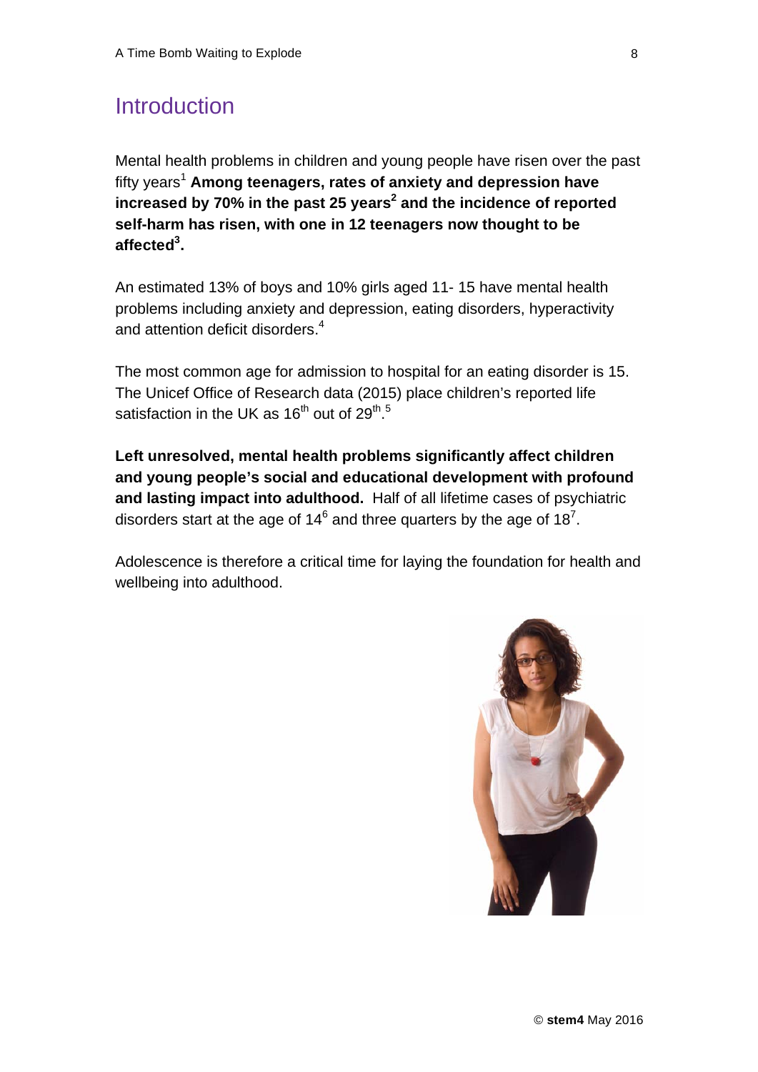# Introduction

Mental health problems in children and young people have risen over the past fifty years[1] **Among teenagers, rates of anxiety and depression have increased by 70% in the past 25 years[2] and the incidence of reported self-harm has risen, with one in 12 teenagers now thought to be affected[3].**

An estimated 13% of boys and 10% girls aged 11- 15 have mental health problems including anxiety and depression, eating disorders, hyperactivity and attention deficit disorders.[4]

The most common age for admission to hospital for an eating disorder is 15. The Unicef Office of Research data (2015) place children's reported life satisfaction in the UK as 16th out of 29th.[5]

**Left unresolved, mental health problems significantly affect children and young people's social and educational development with profound and lasting impact into adulthood.** Half of all lifetime cases of psychiatric disorders start at the age of 14[6] and three quarters by the age of 18[7].

Adolescence is therefore a critical time for laying the foundation for health and wellbeing into adulthood.

© **stem4** May 2016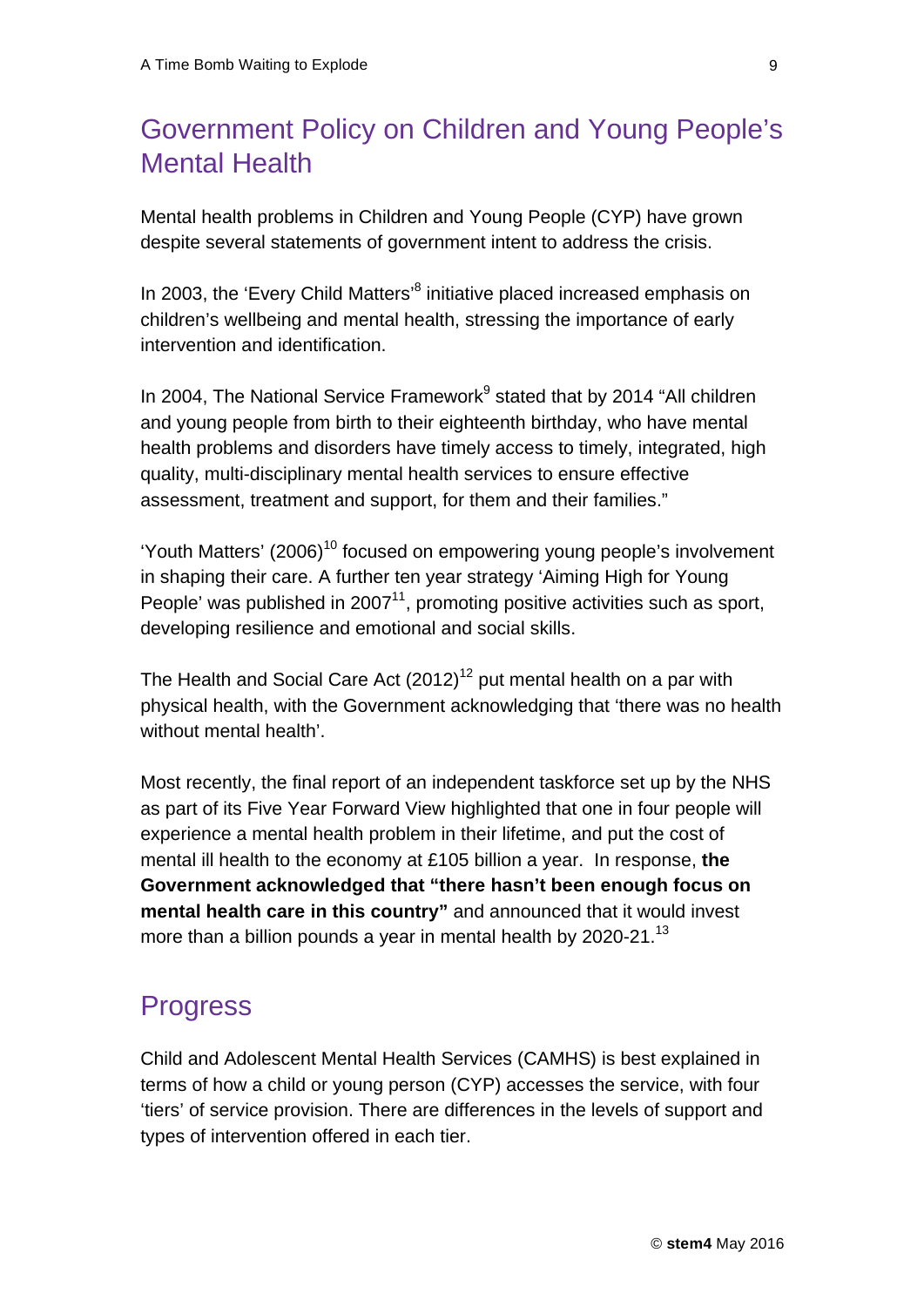## Government Policy on Children and Young People's Mental Health

Mental health problems in Children and Young People (CYP) have grown despite several statements of government intent to address the crisis.

In 2003, the 'Every Child Matters'[8] initiative placed increased emphasis on children's wellbeing and mental health, stressing the importance of early intervention and identification.

In 2004, The National Service Framework[9] stated that by 2014 "All children and young people from birth to their eighteenth birthday, who have mental health problems and disorders have timely access to timely, integrated, high quality, multi-disciplinary mental health services to ensure effective assessment, treatment and support, for them and their families."

'Youth Matters' (2006)[10] focused on empowering young people's involvement in shaping their care. A further ten year strategy 'Aiming High for Young People' was published in 2007[11], promoting positive activities such as sport, developing resilience and emotional and social skills.

The Health and Social Care Act (2012)[12] put mental health on a par with physical health, with the Government acknowledging that 'there was no health without mental health'.

Most recently, the final report of an independent taskforce set up by the NHS as part of its Five Year Forward View highlighted that one in four people will experience a mental health problem in their lifetime, and put the cost of mental ill health to the economy at £105 billion a year. In response, **the Government acknowledged that "there hasn't been enough focus on mental health care in this country"** and announced that it would invest more than a billion pounds a year in mental health by 2020-21.[13]

## Progress

Child and Adolescent Mental Health Services (CAMHS) is best explained in terms of how a child or young person (CYP) accesses the service, with four 'tiers' of service provision. There are differences in the levels of support and types of intervention offered in each tier.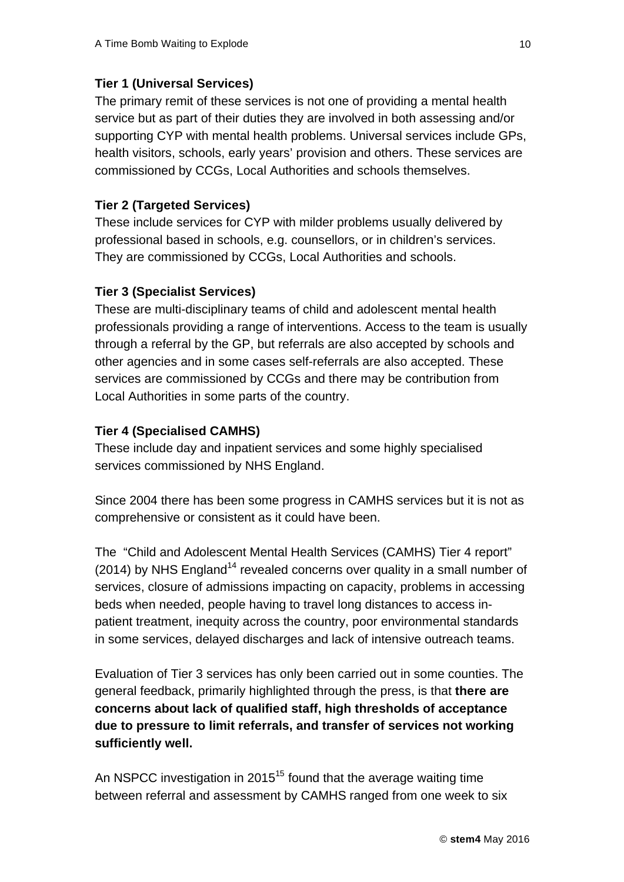**Tier 1 (Universal Services)**

The primary remit of these services is not one of providing a mental health service but as part of their duties they are involved in both assessing and/or supporting CYP with mental health problems. Universal services include GPs, health visitors, schools, early years' provision and others. These services are commissioned by CCGs, Local Authorities and schools themselves.

**Tier 2 (Targeted Services)**

These include services for CYP with milder problems usually delivered by professional based in schools, e.g. counsellors, or in children's services. They are commissioned by CCGs, Local Authorities and schools.

**Tier 3 (Specialist Services)**

These are multi-disciplinary teams of child and adolescent mental health professionals providing a range of interventions. Access to the team is usually through a referral by the GP, but referrals are also accepted by schools and other agencies and in some cases self-referrals are also accepted. These services are commissioned by CCGs and there may be contribution from Local Authorities in some parts of the country.

**Tier 4 (Specialised CAMHS)**

These include day and inpatient services and some highly specialised services commissioned by NHS England.

Since 2004 there has been some progress in CAMHS services but it is not as comprehensive or consistent as it could have been.

The "Child and Adolescent Mental Health Services (CAMHS) Tier 4 report" (2014) by NHS England[14] revealed concerns over quality in a small number of services, closure of admissions impacting on capacity, problems in accessing beds when needed, people having to travel long distances to access in-patient treatment, inequity across the country, poor environmental standards in some services, delayed discharges and lack of intensive outreach teams.

Evaluation of Tier 3 services has only been carried out in some counties. The general feedback, primarily highlighted through the press, is that **there are concerns about lack of qualified staff, high thresholds of acceptance due to pressure to limit referrals, and transfer of services not working sufficiently well.**

An NSPCC investigation in 2015[15] found that the average waiting time between referral and assessment by CAMHS ranged from one week to six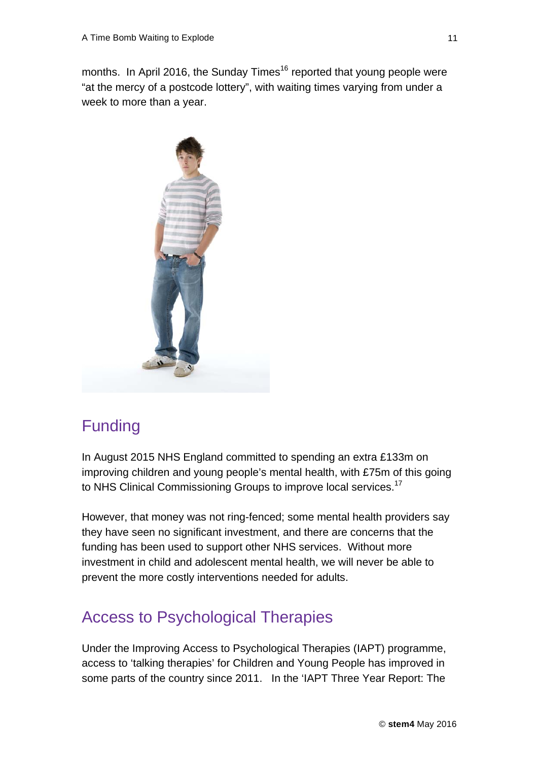months. In April 2016, the Sunday Times[16] reported that young people were "at the mercy of a postcode lottery", with waiting times varying from under a week to more than a year.

## Funding

In August 2015 NHS England committed to spending an extra £133m on improving children and young people's mental health, with £75m of this going to NHS Clinical Commissioning Groups to improve local services.[17]

However, that money was not ring-fenced; some mental health providers say they have seen no significant investment, and there are concerns that the funding has been used to support other NHS services. Without more investment in child and adolescent mental health, we will never be able to prevent the more costly interventions needed for adults.

## Access to Psychological Therapies

Under the Improving Access to Psychological Therapies (IAPT) programme, access to 'talking therapies' for Children and Young People has improved in some parts of the country since 2011. In the 'IAPT Three Year Report: The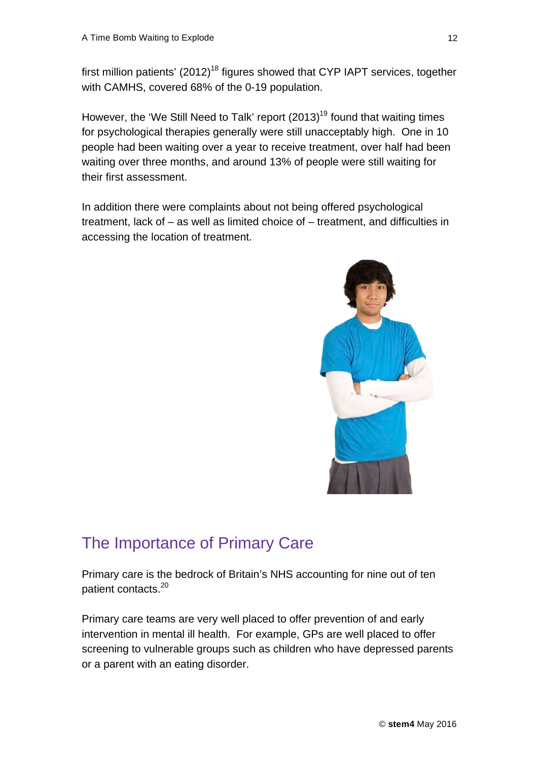first million patients' (2012)[18] figures showed that CYP IAPT services, together with CAMHS, covered 68% of the 0-19 population.

However, the 'We Still Need to Talk' report (2013)[19] found that waiting times for psychological therapies generally were still unacceptably high. One in 10 people had been waiting over a year to receive treatment, over half had been waiting over three months, and around 13% of people were still waiting for their first assessment.

In addition there were complaints about not being offered psychological treatment, lack of – as well as limited choice of – treatment, and difficulties in accessing the location of treatment.

## The Importance of Primary Care

Primary care is the bedrock of Britain's NHS accounting for nine out of ten patient contacts.[20]

Primary care teams are very well placed to offer prevention of and early intervention in mental ill health. For example, GPs are well placed to offer screening to vulnerable groups such as children who have depressed parents or a parent with an eating disorder.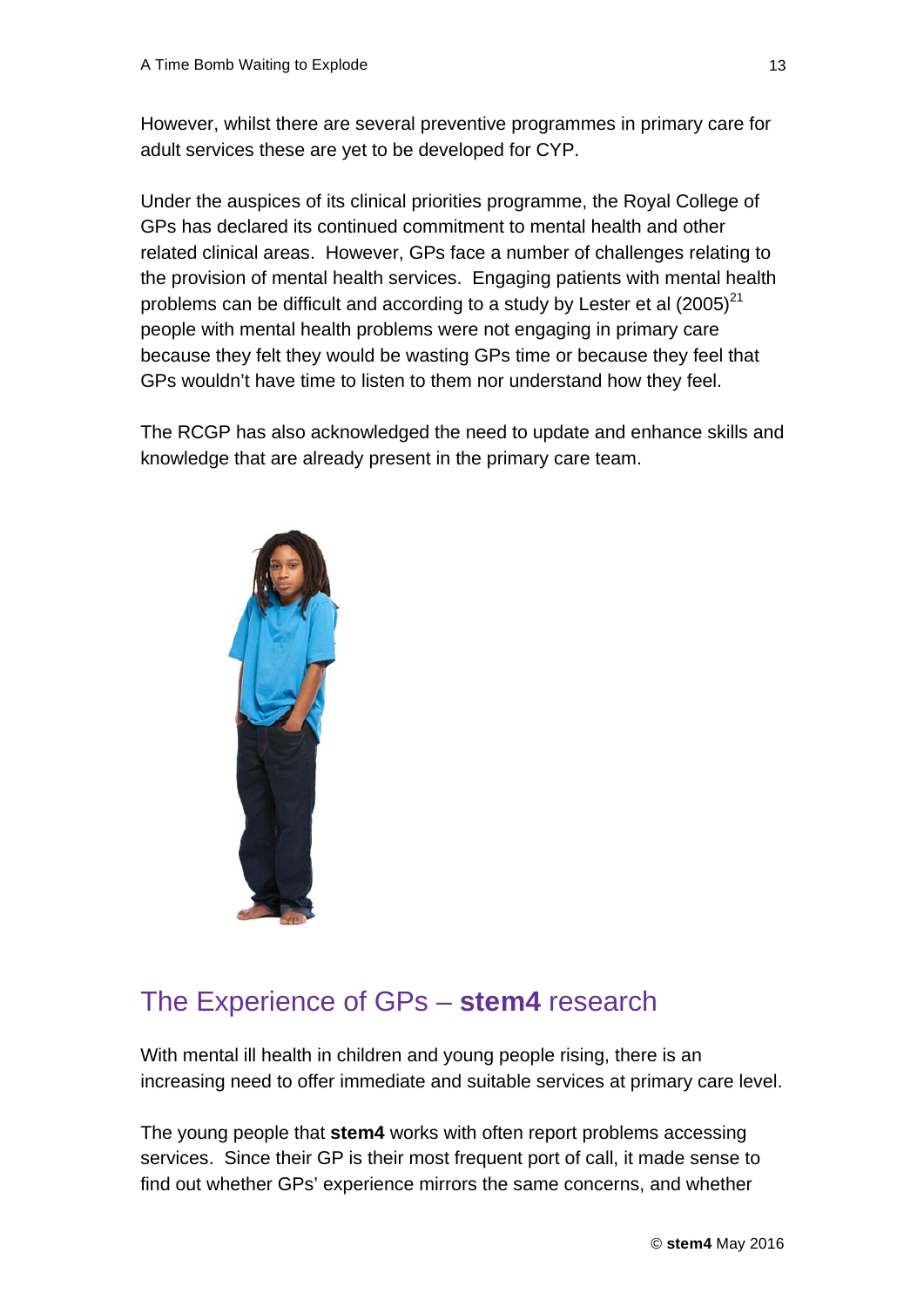However, whilst there are several preventive programmes in primary care for adult services these are yet to be developed for CYP.

Under the auspices of its clinical priorities programme, the Royal College of GPs has declared its continued commitment to mental health and other related clinical areas. However, GPs face a number of challenges relating to the provision of mental health services. Engaging patients with mental health problems can be difficult and according to a study by Lester et al (2005)[21] people with mental health problems were not engaging in primary care because they felt they would be wasting GPs time or because they feel that GPs wouldn't have time to listen to them nor understand how they feel.

The RCGP has also acknowledged the need to update and enhance skills and knowledge that are already present in the primary care team.

## The Experience of GPs – **stem4** research

With mental ill health in children and young people rising, there is an increasing need to offer immediate and suitable services at primary care level.

The young people that **stem4** works with often report problems accessing services. Since their GP is their most frequent port of call, it made sense to find out whether GPs' experience mirrors the same concerns, and whether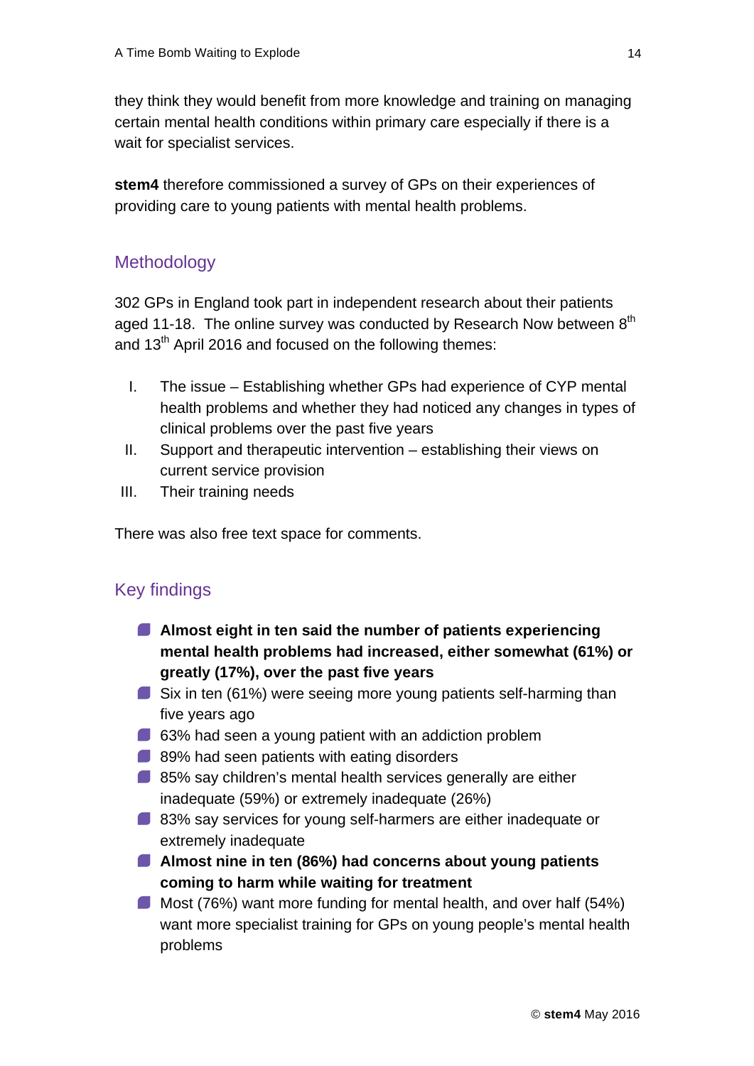they think they would benefit from more knowledge and training on managing certain mental health conditions within primary care especially if there is a wait for specialist services.

**stem4** therefore commissioned a survey of GPs on their experiences of providing care to young patients with mental health problems.

## Methodology

302 GPs in England took part in independent research about their patients aged 11-18. The online survey was conducted by Research Now between 8th and 13th April 2016 and focused on the following themes:

- I. The issue – Establishing whether GPs had experience of CYP mental health problems and whether they had noticed any changes in types of clinical problems over the past five years
- II. Support and therapeutic intervention – establishing their views on current service provision
- III. Their training needs

There was also free text space for comments.

## Key findings

- **Almost eight in ten said the number of patients experiencing mental health problems had increased, either somewhat (61%) or greatly (17%), over the past five years**
- Six in ten (61%) were seeing more young patients self-harming than five years ago
- 63% had seen a young patient with an addiction problem
- 89% had seen patients with eating disorders
- 85% say children's mental health services generally are either inadequate (59%) or extremely inadequate (26%)
- 83% say services for young self-harmers are either inadequate or extremely inadequate
- **Almost nine in ten (86%) had concerns about young patients coming to harm while waiting for treatment**
- Most (76%) want more funding for mental health, and over half (54%) want more specialist training for GPs on young people's mental health problems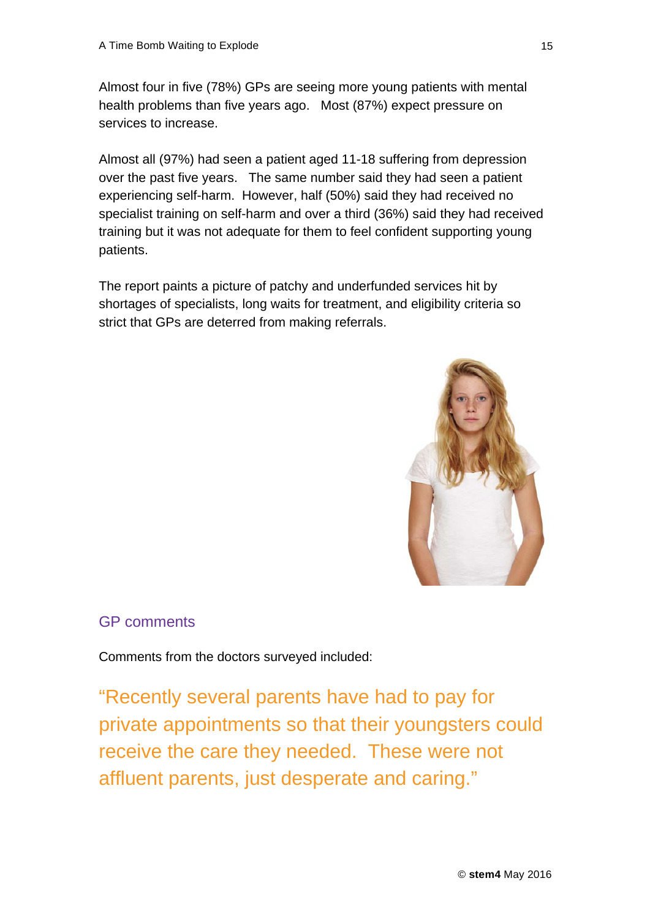Almost four in five (78%) GPs are seeing more young patients with mental health problems than five years ago. Most (87%) expect pressure on services to increase.

Almost all (97%) had seen a patient aged 11-18 suffering from depression over the past five years. The same number said they had seen a patient experiencing self-harm. However, half (50%) said they had received no specialist training on self-harm and over a third (36%) said they had received training but it was not adequate for them to feel confident supporting young patients.

The report paints a picture of patchy and underfunded services hit by shortages of specialists, long waits for treatment, and eligibility criteria so strict that GPs are deterred from making referrals.

## GP comments

Comments from the doctors surveyed included:

“Recently several parents have had to pay for private appointments so that their youngsters could receive the care they needed. These were not affluent parents, just desperate and caring.”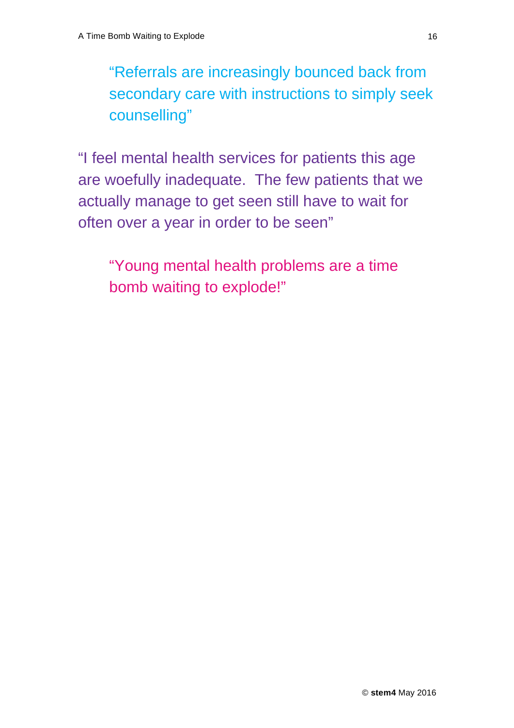“Referrals are increasingly bounced back from secondary care with instructions to simply seek counselling”

“I feel mental health services for patients this age are woefully inadequate. The few patients that we actually manage to get seen still have to wait for often over a year in order to be seen”

“Young mental health problems are a time bomb waiting to explode!”

© **stem4** May 2016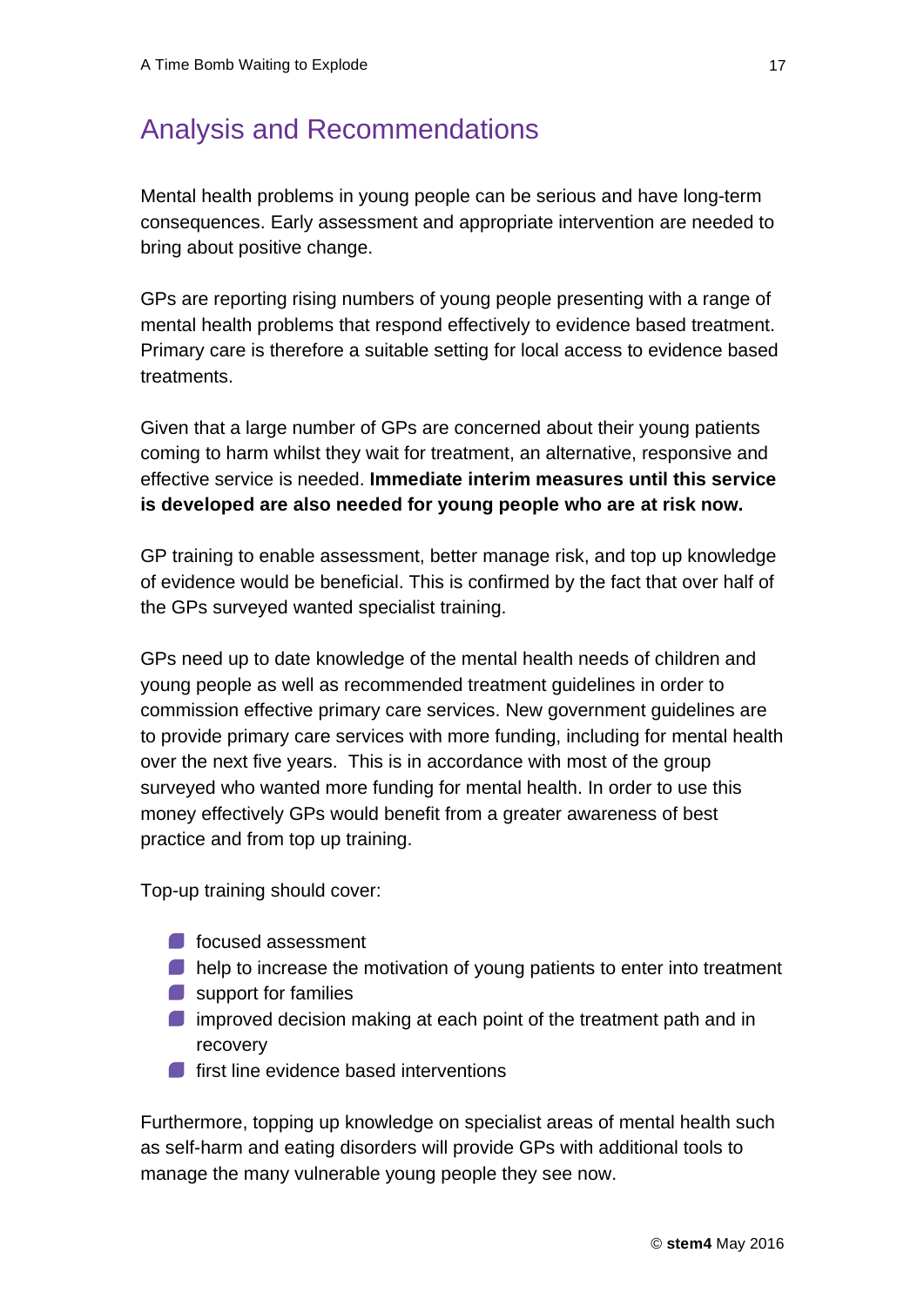## Analysis and Recommendations

Mental health problems in young people can be serious and have long-term consequences. Early assessment and appropriate intervention are needed to bring about positive change.

GPs are reporting rising numbers of young people presenting with a range of mental health problems that respond effectively to evidence based treatment. Primary care is therefore a suitable setting for local access to evidence based treatments.

Given that a large number of GPs are concerned about their young patients coming to harm whilst they wait for treatment, an alternative, responsive and effective service is needed. **Immediate interim measures until this service is developed are also needed for young people who are at risk now.**

GP training to enable assessment, better manage risk, and top up knowledge of evidence would be beneficial. This is confirmed by the fact that over half of the GPs surveyed wanted specialist training.

GPs need up to date knowledge of the mental health needs of children and young people as well as recommended treatment guidelines in order to commission effective primary care services. New government guidelines are to provide primary care services with more funding, including for mental health over the next five years. This is in accordance with most of the group surveyed who wanted more funding for mental health. In order to use this money effectively GPs would benefit from a greater awareness of best practice and from top up training.

Top-up training should cover:

- focused assessment
- help to increase the motivation of young patients to enter into treatment
- support for families
- improved decision making at each point of the treatment path and in recovery
- first line evidence based interventions

Furthermore, topping up knowledge on specialist areas of mental health such as self-harm and eating disorders will provide GPs with additional tools to manage the many vulnerable young people they see now.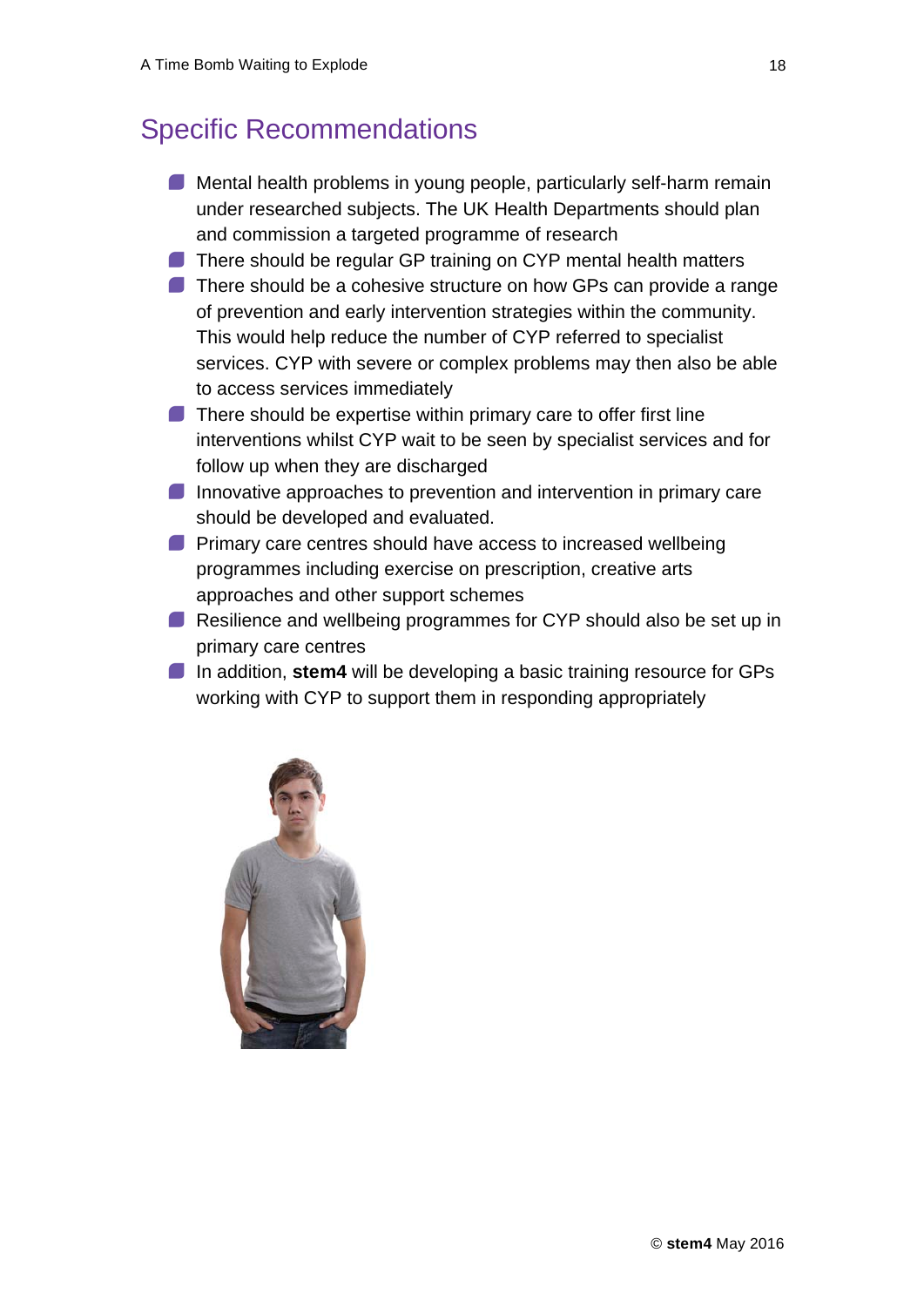## Specific Recommendations

- Mental health problems in young people, particularly self-harm remain under researched subjects. The UK Health Departments should plan and commission a targeted programme of research
- There should be regular GP training on CYP mental health matters
- There should be a cohesive structure on how GPs can provide a range of prevention and early intervention strategies within the community. This would help reduce the number of CYP referred to specialist services. CYP with severe or complex problems may then also be able to access services immediately
- There should be expertise within primary care to offer first line interventions whilst CYP wait to be seen by specialist services and for follow up when they are discharged
- Innovative approaches to prevention and intervention in primary care should be developed and evaluated.
- Primary care centres should have access to increased wellbeing programmes including exercise on prescription, creative arts approaches and other support schemes
- Resilience and wellbeing programmes for CYP should also be set up in primary care centres
- In addition, **stem4** will be developing a basic training resource for GPs working with CYP to support them in responding appropriately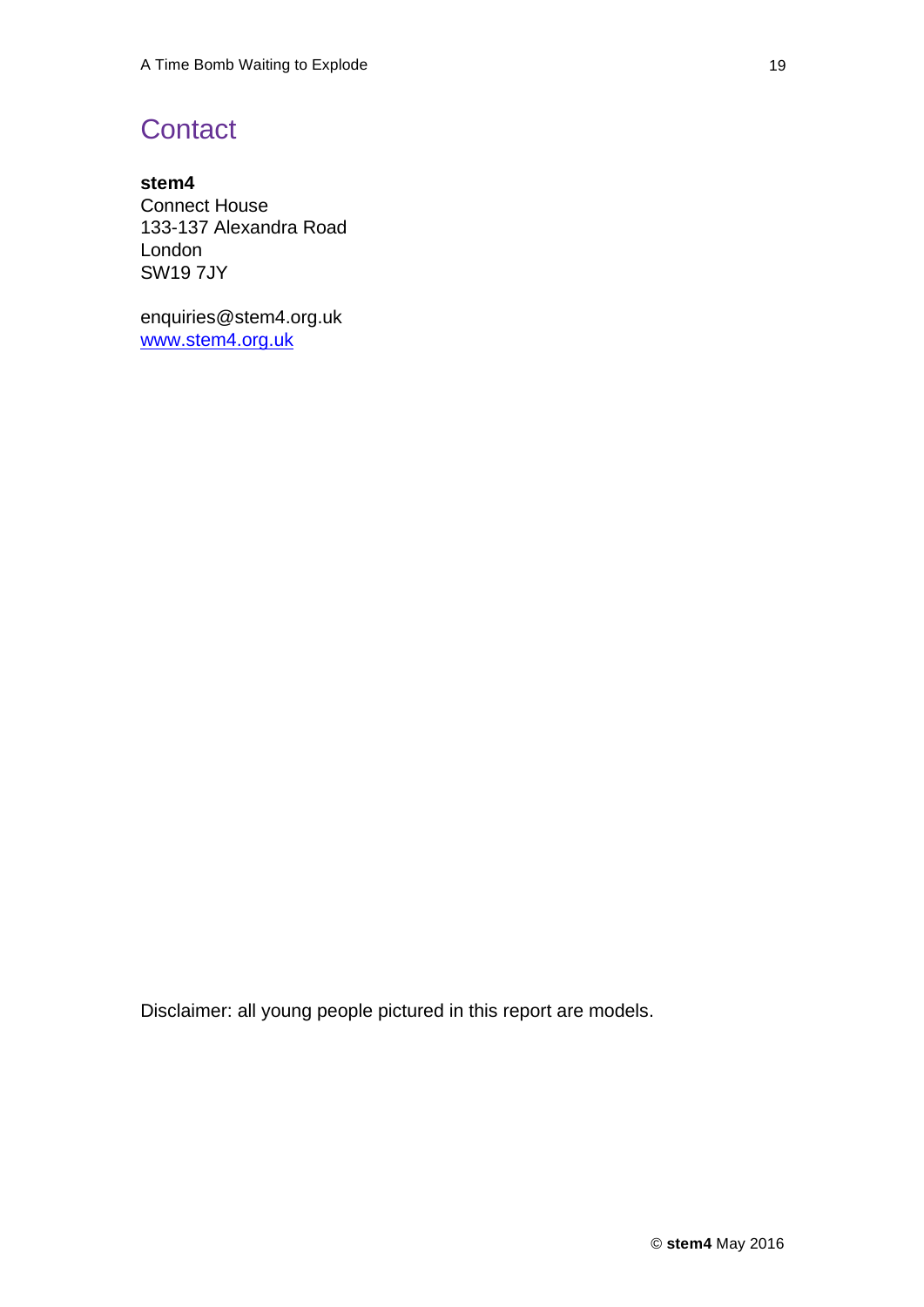# Contact

**stem4**
Connect House
133-137 Alexandra Road
London
SW19 7JY

enquiries@stem4.org.uk
[www.stem4.org.uk](http://www.stem4.org.uk)

Disclaimer: all young people pictured in this report are models.

© **stem4** May 2016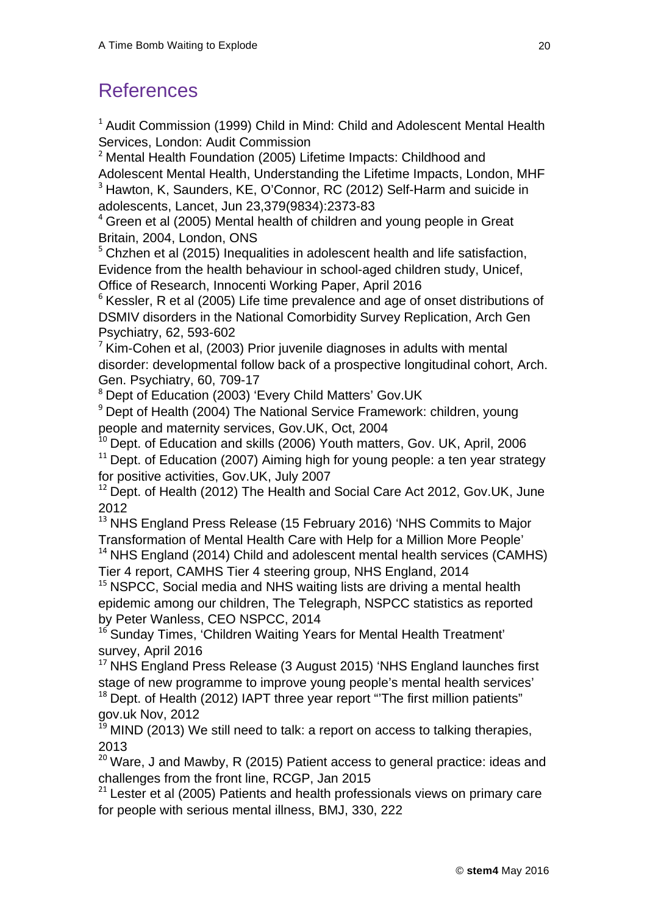# References

[1] Audit Commission (1999) Child in Mind: Child and Adolescent Mental Health Services, London: Audit Commission

[2] Mental Health Foundation (2005) Lifetime Impacts: Childhood and Adolescent Mental Health, Understanding the Lifetime Impacts, London, MHF

[3] Hawton, K, Saunders, KE, O'Connor, RC (2012) Self-Harm and suicide in adolescents, Lancet, Jun 23,379(9834):2373-83

[4] Green et al (2005) Mental health of children and young people in Great Britain, 2004, London, ONS

[5] Chzhen et al (2015) Inequalities in adolescent health and life satisfaction, Evidence from the health behaviour in school-aged children study, Unicef, Office of Research, Innocenti Working Paper, April 2016

[6] Kessler, R et al (2005) Life time prevalence and age of onset distributions of DSMIV disorders in the National Comorbidity Survey Replication, Arch Gen Psychiatry, 62, 593-602

[7] Kim-Cohen et al, (2003) Prior juvenile diagnoses in adults with mental disorder: developmental follow back of a prospective longitudinal cohort, Arch. Gen. Psychiatry, 60, 709-17

[8] Dept of Education (2003) 'Every Child Matters' Gov.UK

[9] Dept of Health (2004) The National Service Framework: children, young people and maternity services, Gov.UK, Oct, 2004

[10] Dept. of Education and skills (2006) Youth matters, Gov. UK, April, 2006

[11] Dept. of Education (2007) Aiming high for young people: a ten year strategy for positive activities, Gov.UK, July 2007

[12] Dept. of Health (2012) The Health and Social Care Act 2012, Gov.UK, June 2012

[13] NHS England Press Release (15 February 2016) 'NHS Commits to Major Transformation of Mental Health Care with Help for a Million More People'

[14] NHS England (2014) Child and adolescent mental health services (CAMHS) Tier 4 report, CAMHS Tier 4 steering group, NHS England, 2014

[15] NSPCC, Social media and NHS waiting lists are driving a mental health epidemic among our children, The Telegraph, NSPCC statistics as reported by Peter Wanless, CEO NSPCC, 2014

[16] Sunday Times, 'Children Waiting Years for Mental Health Treatment' survey, April 2016

[17] NHS England Press Release (3 August 2015) 'NHS England launches first stage of new programme to improve young people's mental health services'

[18] Dept. of Health (2012) IAPT three year report "'The first million patients" gov.uk Nov, 2012

[19] MIND (2013) We still need to talk: a report on access to talking therapies, 2013

[20] Ware, J and Mawby, R (2015) Patient access to general practice: ideas and challenges from the front line, RCGP, Jan 2015

[21] Lester et al (2005) Patients and health professionals views on primary care for people with serious mental illness, BMJ, 330, 222

© **stem4** May 2016